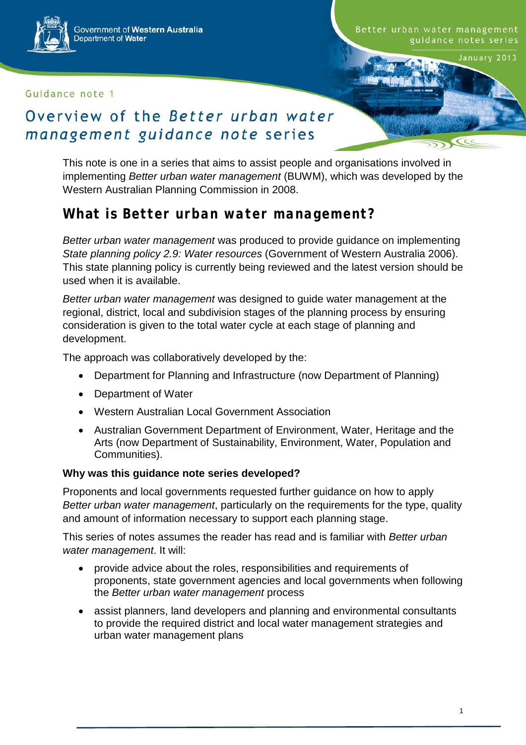Government of Western Australia
Department of Water

Better urban water management guidance notes series

January 2013

Guidance note 1

# Overview of the *Better urban water management guidance note* series

This note is one in a series that aims to assist people and organisations involved in implementing *Better urban water management* (BUWM), which was developed by the Western Australian Planning Commission in 2008.

## What is Better urban water management?

*Better urban water management* was produced to provide guidance on implementing *State planning policy 2.9: Water resources* (Government of Western Australia 2006). This state planning policy is currently being reviewed and the latest version should be used when it is available.

*Better urban water management* was designed to guide water management at the regional, district, local and subdivision stages of the planning process by ensuring consideration is given to the total water cycle at each stage of planning and development.

The approach was collaboratively developed by the:

- Department for Planning and Infrastructure (now Department of Planning)
- Department of Water
- Western Australian Local Government Association
- Australian Government Department of Environment, Water, Heritage and the Arts (now Department of Sustainability, Environment, Water, Population and Communities).

### Why was this guidance note series developed?

Proponents and local governments requested further guidance on how to apply *Better urban water management*, particularly on the requirements for the type, quality and amount of information necessary to support each planning stage.

This series of notes assumes the reader has read and is familiar with *Better urban water management*. It will:

- provide advice about the roles, responsibilities and requirements of proponents, state government agencies and local governments when following the *Better urban water management* process
- assist planners, land developers and planning and environmental consultants to provide the required district and local water management strategies and urban water management plans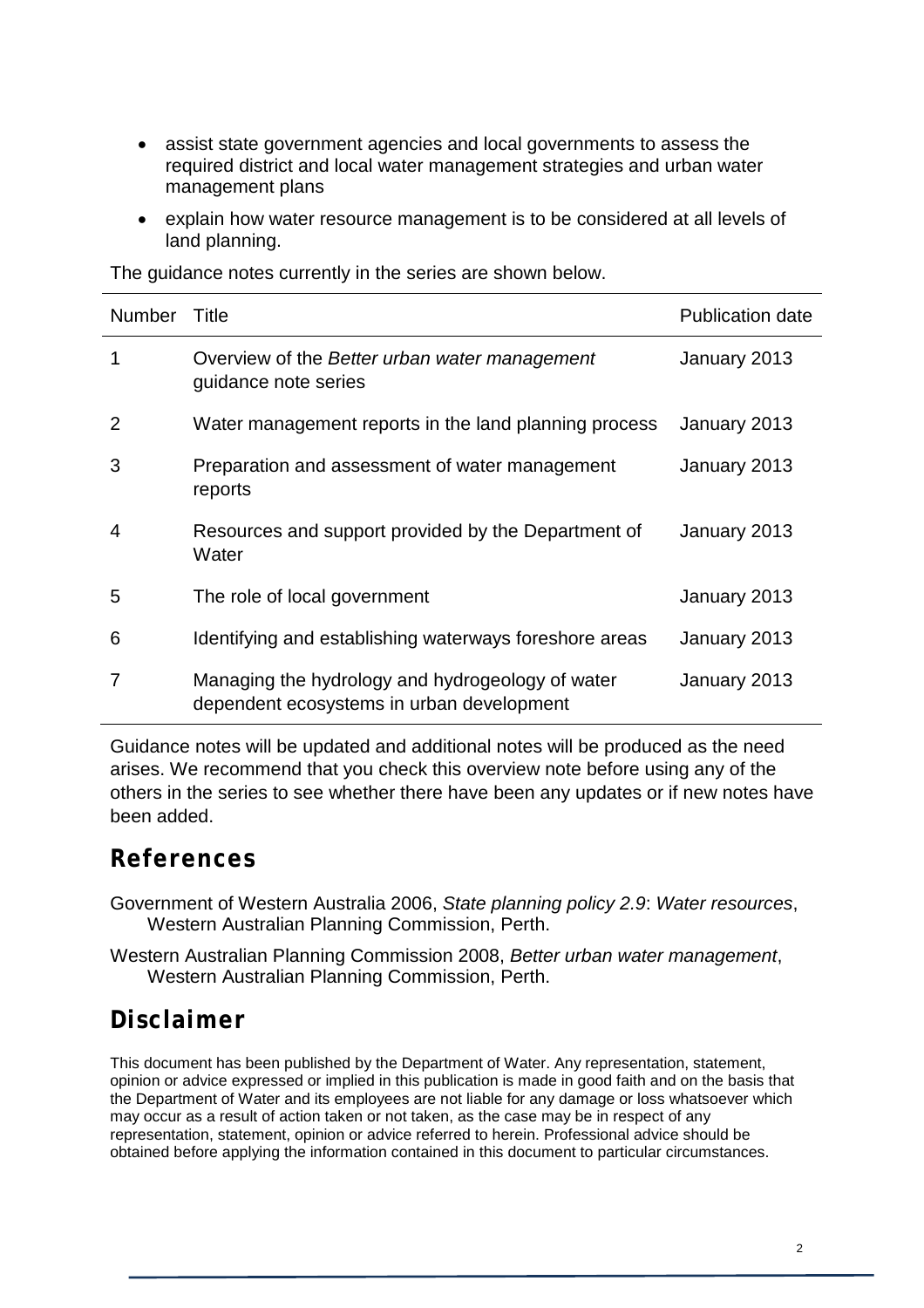- assist state government agencies and local governments to assess the required district and local water management strategies and urban water management plans
- explain how water resource management is to be considered at all levels of land planning.

The guidance notes currently in the series are shown below.

| Number | Title | Publication date |
|---|---|---|
| 1 | Overview of the *Better urban water management* guidance note series | January 2013 |
| 2 | Water management reports in the land planning process | January 2013 |
| 3 | Preparation and assessment of water management reports | January 2013 |
| 4 | Resources and support provided by the Department of Water | January 2013 |
| 5 | The role of local government | January 2013 |
| 6 | Identifying and establishing waterways foreshore areas | January 2013 |
| 7 | Managing the hydrology and hydrogeology of water dependent ecosystems in urban development | January 2013 |

Guidance notes will be updated and additional notes will be produced as the need arises. We recommend that you check this overview note before using any of the others in the series to see whether there have been any updates or if new notes have been added.

## References

Government of Western Australia 2006, *State planning policy 2.9*: *Water resources*, Western Australian Planning Commission, Perth.

Western Australian Planning Commission 2008, *Better urban water management*, Western Australian Planning Commission, Perth.

## Disclaimer

This document has been published by the Department of Water. Any representation, statement, opinion or advice expressed or implied in this publication is made in good faith and on the basis that the Department of Water and its employees are not liable for any damage or loss whatsoever which may occur as a result of action taken or not taken, as the case may be in respect of any representation, statement, opinion or advice referred to herein. Professional advice should be obtained before applying the information contained in this document to particular circumstances.